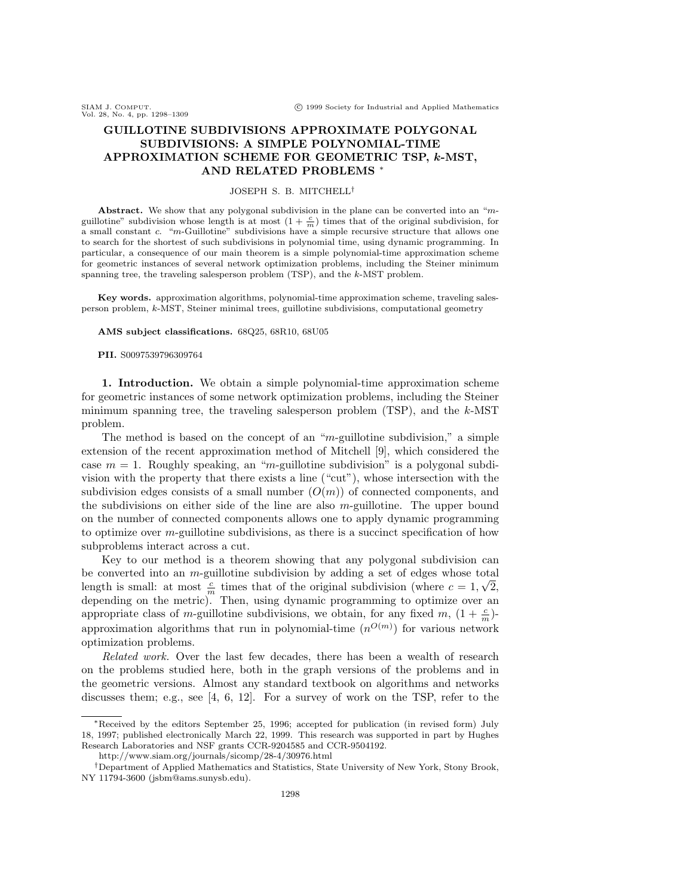# GUILLOTINE SUBDIVISIONS APPROXIMATE POLYGONAL SUBDIVISIONS: A SIMPLE POLYNOMIAL-TIME APPROXIMATION SCHEME FOR GEOMETRIC TSP, $k$-MST, AND RELATED PROBLEMS *

JOSEPH S. B. MITCHELL†

**Abstract.** We show that any polygonal subdivision in the plane can be converted into an "$m$-guillotine" subdivision whose length is at most $(1 + \frac{c}{m})$ times that of the original subdivision, for a small constant $c$. "$m$-Guillotine" subdivisions have a simple recursive structure that allows one to search for the shortest of such subdivisions in polynomial time, using dynamic programming. In particular, a consequence of our main theorem is a simple polynomial-time approximation scheme for geometric instances of several network optimization problems, including the Steiner minimum spanning tree, the traveling salesperson problem (TSP), and the $k$-MST problem.

**Key words.** approximation algorithms, polynomial-time approximation scheme, traveling salesperson problem, $k$-MST, Steiner minimal trees, guillotine subdivisions, computational geometry

**AMS subject classifications.** 68Q25, 68R10, 68U05

**PII.** S0097539796309764

## 1. Introduction.

We obtain a simple polynomial-time approximation scheme for geometric instances of some network optimization problems, including the Steiner minimum spanning tree, the traveling salesperson problem (TSP), and the $k$-MST problem.

The method is based on the concept of an "$m$-guillotine subdivision," a simple extension of the recent approximation method of Mitchell [9], which considered the case $m = 1$. Roughly speaking, an "$m$-guillotine subdivision" is a polygonal subdivision with the property that there exists a line ("cut"), whose intersection with the subdivision edges consists of a small number ($O(m)$) of connected components, and the subdivisions on either side of the line are also $m$-guillotine. The upper bound on the number of connected components allows one to apply dynamic programming to optimize over $m$-guillotine subdivisions, as there is a succinct specification of how subproblems interact across a cut.

Key to our method is a theorem showing that any polygonal subdivision can be converted into an $m$-guillotine subdivision by adding a set of edges whose total length is small: at most $\frac{c}{m}$ times that of the original subdivision (where $c = 1, \sqrt{2}$, depending on the metric). Then, using dynamic programming to optimize over an appropriate class of $m$-guillotine subdivisions, we obtain, for any fixed $m$, $(1 + \frac{c}{m})$-approximation algorithms that run in polynomial-time ($n^{O(m)}$) for various network optimization problems.

*Related work.* Over the last few decades, there has been a wealth of research on the problems studied here, both in the graph versions of the problems and in the geometric versions. Almost any standard textbook on algorithms and networks discusses them; e.g., see [4, 6, 12]. For a survey of work on the TSP, refer to the

---

*Received by the editors September 25, 1996; accepted for publication (in revised form) July 18, 1997; published electronically March 22, 1999. This research was supported in part by Hughes Research Laboratories and NSF grants CCR-9204585 and CCR-9504192.

http://www.siam.org/journals/sicomp/28-4/30976.html

†Department of Applied Mathematics and Statistics, State University of New York, Stony Brook, NY 11794-3600 (jsbm@ams.sunysb.edu).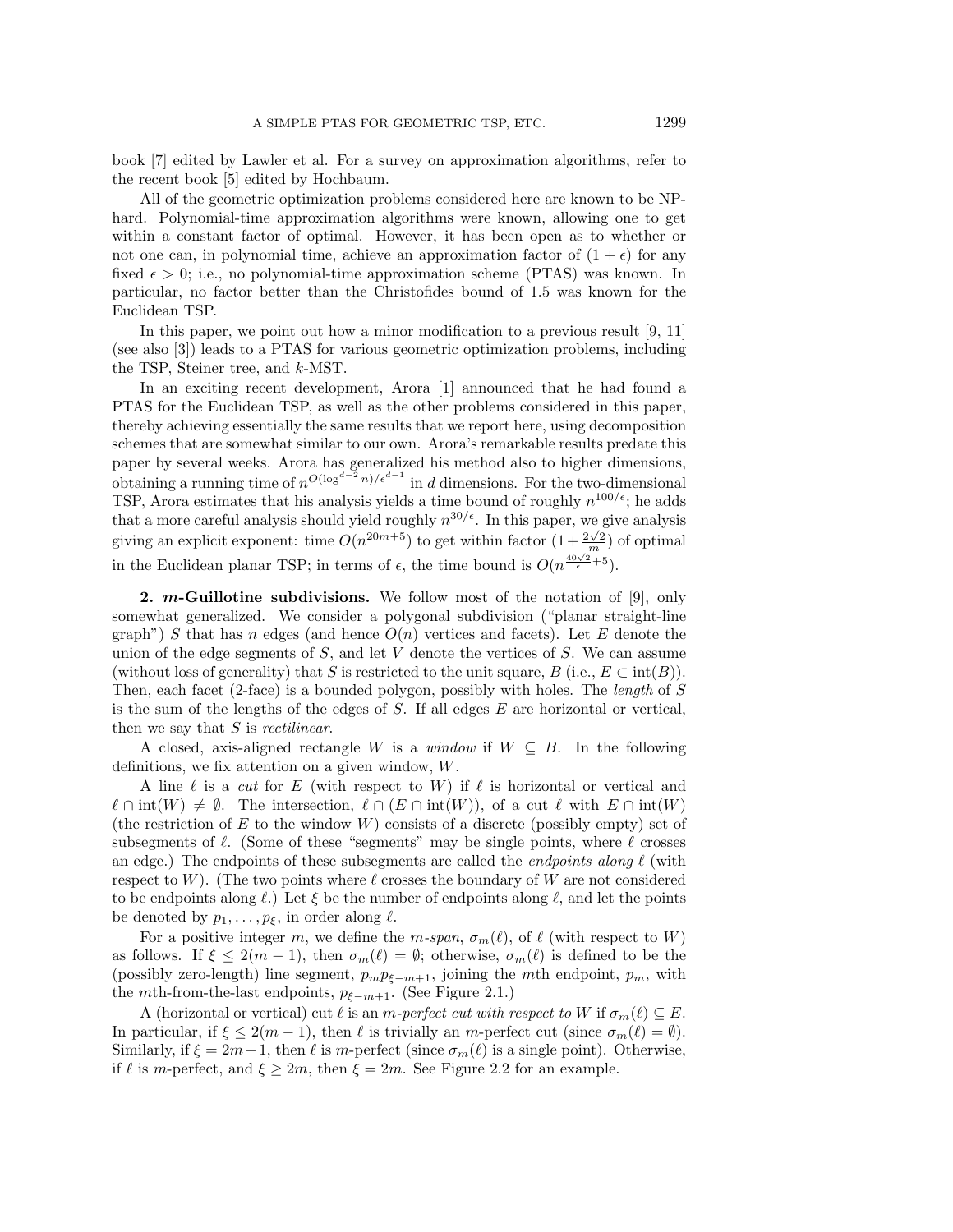book [7] edited by Lawler et al. For a survey on approximation algorithms, refer to the recent book [5] edited by Hochbaum.

All of the geometric optimization problems considered here are known to be NP-hard. Polynomial-time approximation algorithms were known, allowing one to get within a constant factor of optimal. However, it has been open as to whether or not one can, in polynomial time, achieve an approximation factor of $(1+\epsilon)$ for any fixed $\epsilon > 0$; i.e., no polynomial-time approximation scheme (PTAS) was known. In particular, no factor better than the Christofides bound of 1.5 was known for the Euclidean TSP.

In this paper, we point out how a minor modification to a previous result [9, 11] (see also [3]) leads to a PTAS for various geometric optimization problems, including the TSP, Steiner tree, and $k$-MST.

In an exciting recent development, Arora [1] announced that he had found a PTAS for the Euclidean TSP, as well as the other problems considered in this paper, thereby achieving essentially the same results that we report here, using decomposition schemes that are somewhat similar to our own. Arora's remarkable results predate this paper by several weeks. Arora has generalized his method also to higher dimensions, obtaining a running time of $n^{O(\log^{d-2} n)/\epsilon^{d-1}}$ in $d$ dimensions. For the two-dimensional TSP, Arora estimates that his analysis yields a time bound of roughly $n^{100/\epsilon}$; he adds that a more careful analysis should yield roughly $n^{30/\epsilon}$. In this paper, we give analysis giving an explicit exponent: time $O(n^{20m+5})$ to get within factor $(1+\frac{2\sqrt{2}}{m})$ of optimal in the Euclidean planar TSP; in terms of $\epsilon$, the time bound is $O(n^{\frac{40\sqrt{2}}{\epsilon}+5})$.

**2. $m$-Guillotine subdivisions.** We follow most of the notation of [9], only somewhat generalized. We consider a polygonal subdivision ("planar straight-line graph") $S$ that has $n$ edges (and hence $O(n)$ vertices and facets). Let $E$ denote the union of the edge segments of $S$, and let $V$ denote the vertices of $S$. We can assume (without loss of generality) that $S$ is restricted to the unit square, $B$ (i.e., $E \subset \text{int}(B)$). Then, each facet (2-face) is a bounded polygon, possibly with holes. The *length* of $S$ is the sum of the lengths of the edges of $S$. If all edges $E$ are horizontal or vertical, then we say that $S$ is *rectilinear*.

A closed, axis-aligned rectangle $W$ is a *window* if $W \subseteq B$. In the following definitions, we fix attention on a given window, $W$.

A line $\ell$ is a *cut* for $E$ (with respect to $W$) if $\ell$ is horizontal or vertical and $\ell \cap \text{int}(W) \neq \emptyset$. The intersection, $\ell \cap (E \cap \text{int}(W))$, of a cut $\ell$ with $E \cap \text{int}(W)$ (the restriction of $E$ to the window $W$) consists of a discrete (possibly empty) set of subsegments of $\ell$. (Some of these "segments" may be single points, where $\ell$ crosses an edge.) The endpoints of these subsegments are called the *endpoints along* $\ell$ (with respect to $W$). (The two points where $\ell$ crosses the boundary of $W$ are not considered to be endpoints along $\ell$.) Let $\xi$ be the number of endpoints along $\ell$, and let the points be denoted by $p_1, \ldots, p_\xi$, in order along $\ell$.

For a positive integer $m$, we define the *m-span*, $\sigma_m(\ell)$, of $\ell$ (with respect to $W$) as follows. If $\xi \leq 2(m-1)$, then $\sigma_m(\ell) = \emptyset$; otherwise, $\sigma_m(\ell)$ is defined to be the (possibly zero-length) line segment, $p_m p_{\xi-m+1}$, joining the $m$th endpoint, $p_m$, with the $m$th-from-the-last endpoints, $p_{\xi-m+1}$. (See Figure 2.1.)

A (horizontal or vertical) cut $\ell$ is an *m-perfect cut with respect to* $W$ if $\sigma_m(\ell) \subseteq E$. In particular, if $\xi \leq 2(m-1)$, then $\ell$ is trivially an $m$-perfect cut (since $\sigma_m(\ell) = \emptyset$). Similarly, if $\xi = 2m-1$, then $\ell$ is $m$-perfect (since $\sigma_m(\ell)$ is a single point). Otherwise, if $\ell$ is $m$-perfect, and $\xi \geq 2m$, then $\xi = 2m$. See Figure 2.2 for an example.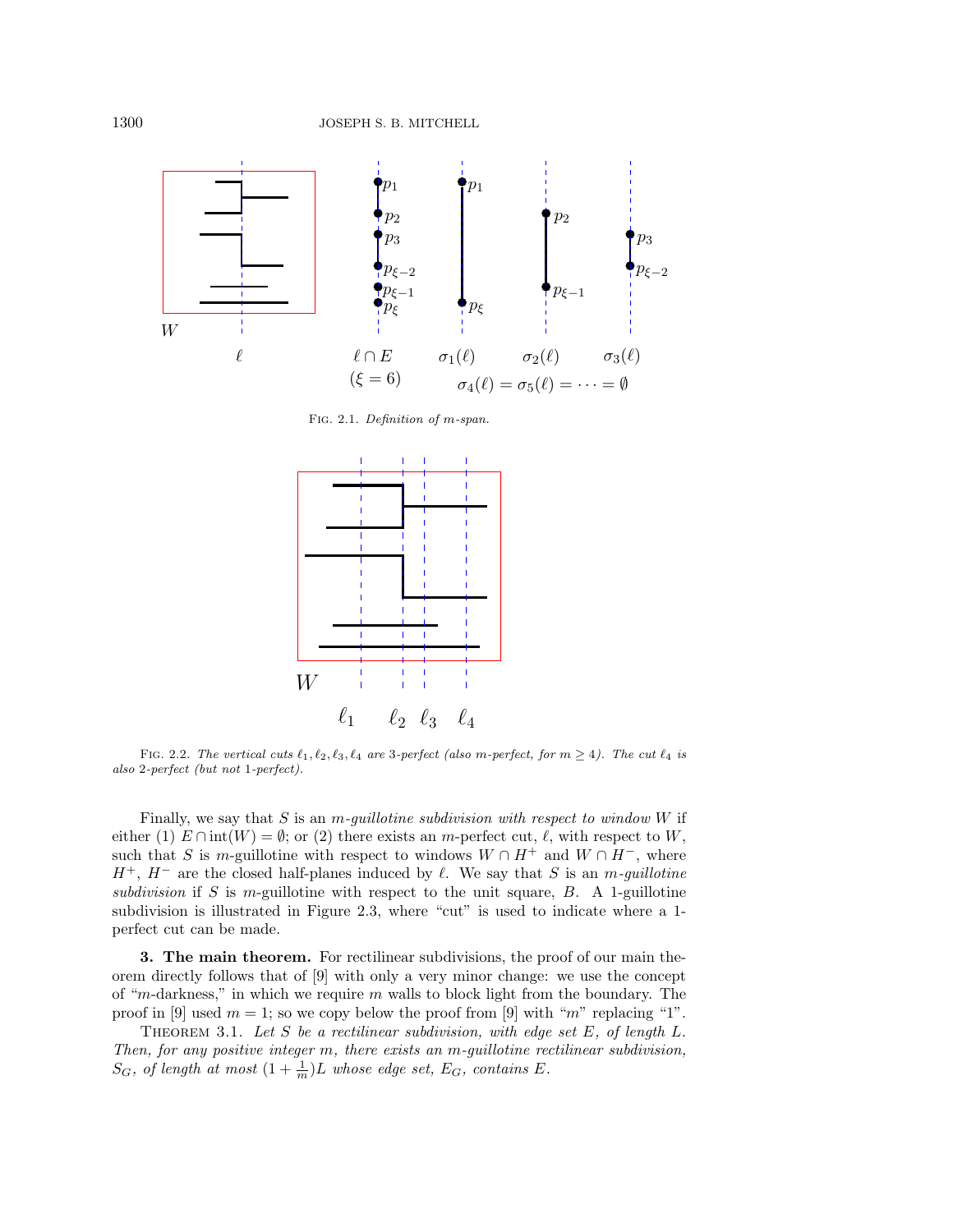FIG. 2.1. *Definition of m-span.*

FIG. 2.2. *The vertical cuts $\ell_1, \ell_2, \ell_3, \ell_4$ are 3-perfect (also m-perfect, for $m \geq 4$). The cut $\ell_4$ is also 2-perfect (but not 1-perfect).*

Finally, we say that $S$ is an *m-guillotine subdivision with respect to window* $W$ if either (1) $E \cap \text{int}(W) = \emptyset$; or (2) there exists an $m$-perfect cut, $\ell$, with respect to $W$, such that $S$ is $m$-guillotine with respect to windows $W \cap H^+$ and $W \cap H^-$, where $H^+$, $H^-$ are the closed half-planes induced by $\ell$. We say that $S$ is an *m-guillotine subdivision* if $S$ is $m$-guillotine with respect to the unit square, $B$. A 1-guillotine subdivision is illustrated in Figure 2.3, where "cut" is used to indicate where a 1-perfect cut can be made.

**3. The main theorem.** For rectilinear subdivisions, the proof of our main theorem directly follows that of [9] with only a very minor change: we use the concept of "$m$-darkness," in which we require $m$ walls to block light from the boundary. The proof in [9] used $m = 1$; so we copy below the proof from [9] with "$m$" replacing "1".

THEOREM 3.1. *Let $S$ be a rectilinear subdivision, with edge set $E$, of length $L$. Then, for any positive integer $m$, there exists an $m$-guillotine rectilinear subdivision, $S_G$, of length at most $(1 + \frac{1}{m})L$ whose edge set, $E_G$, contains $E$.*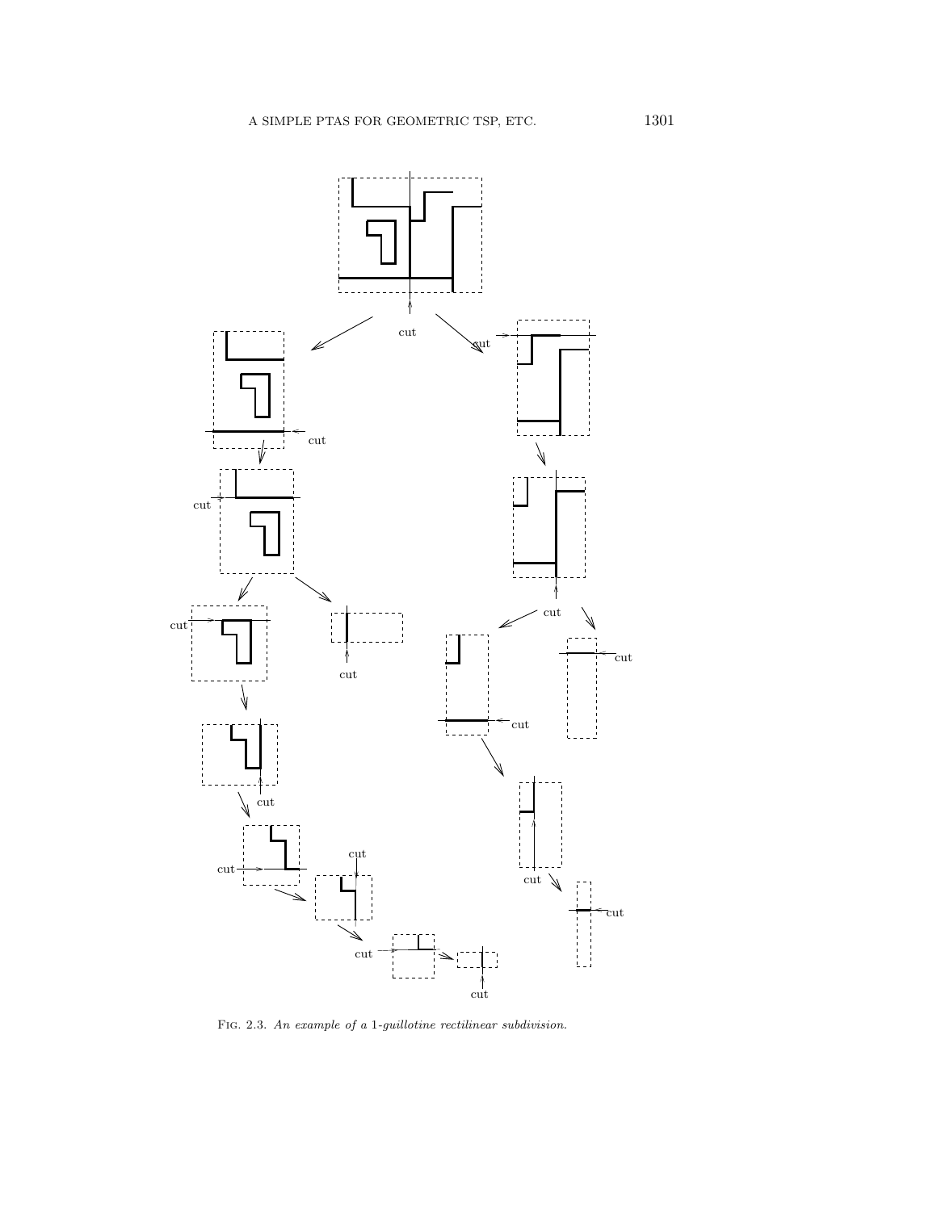Fig. 2.3. *An example of a* 1*-guillotine rectilinear subdivision.*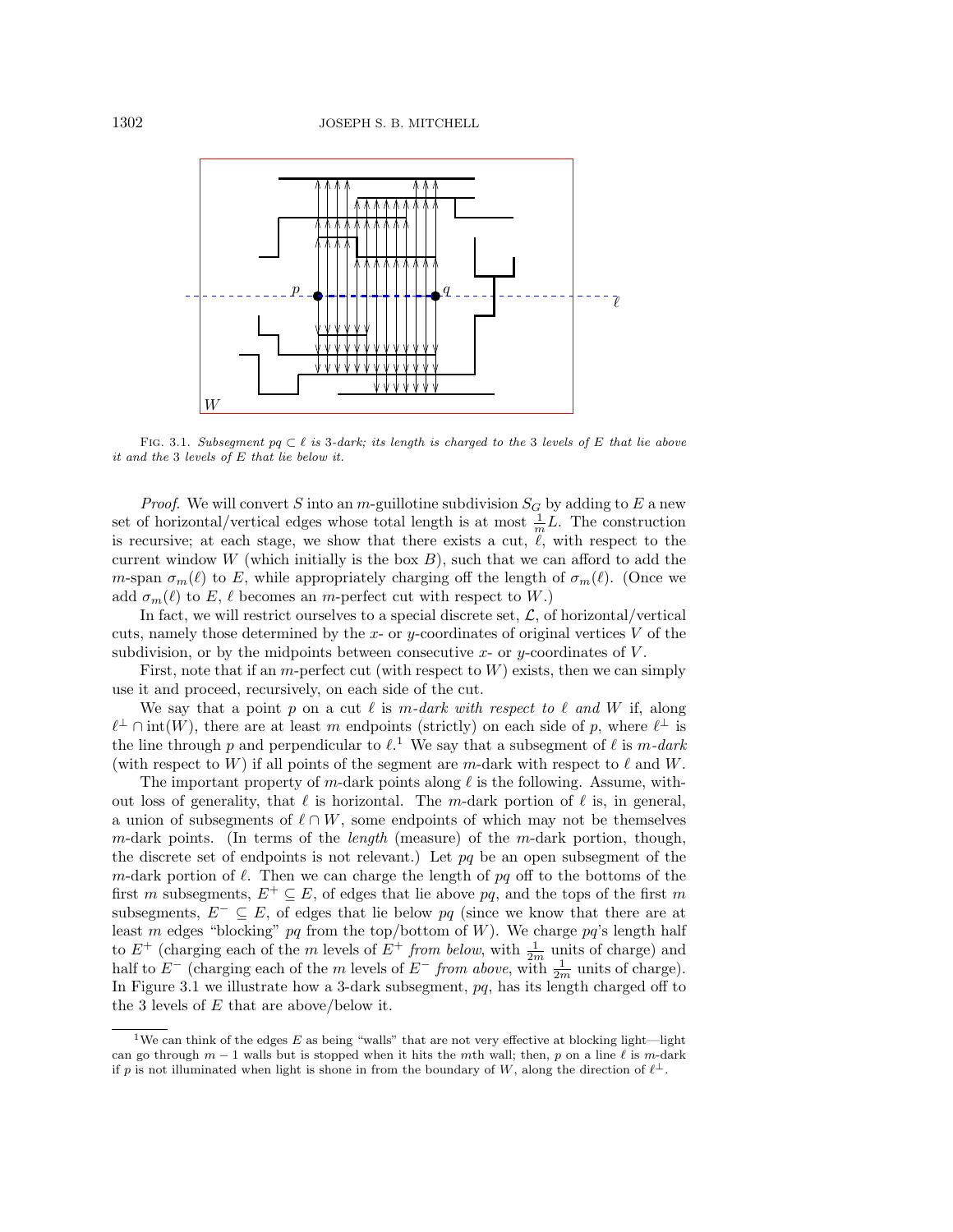FIG. 3.1. *Subsegment $pq \subset \ell$ is 3-dark; its length is charged to the 3 levels of $E$ that lie above it and the 3 levels of $E$ that lie below it.*

*Proof.* We will convert $S$ into an $m$-guillotine subdivision $S_G$ by adding to $E$ a new set of horizontal/vertical edges whose total length is at most $\frac{1}{m}L$. The construction is recursive; at each stage, we show that there exists a cut, $\ell$, with respect to the current window $W$ (which initially is the box $B$), such that we can afford to add the $m$-span $\sigma_m(\ell)$ to $E$, while appropriately charging off the length of $\sigma_m(\ell)$. (Once we add $\sigma_m(\ell)$ to $E$, $\ell$ becomes an $m$-perfect cut with respect to $W$.)

In fact, we will restrict ourselves to a special discrete set, $\mathcal{L}$, of horizontal/vertical cuts, namely those determined by the $x$- or $y$-coordinates of original vertices $V$ of the subdivision, or by the midpoints between consecutive $x$- or $y$-coordinates of $V$.

First, note that if an $m$-perfect cut (with respect to $W$) exists, then we can simply use it and proceed, recursively, on each side of the cut.

We say that a point $p$ on a cut $\ell$ is *$m$-dark with respect to $\ell$ and $W$* if, along $\ell^{\perp} \cap \text{int}(W)$, there are at least $m$ endpoints (strictly) on each side of $p$, where $\ell^{\perp}$ is the line through $p$ and perpendicular to $\ell$.[1] We say that a subsegment of $\ell$ is *$m$-dark* (with respect to $W$) if all points of the segment are $m$-dark with respect to $\ell$ and $W$.

The important property of $m$-dark points along $\ell$ is the following. Assume, without loss of generality, that $\ell$ is horizontal. The $m$-dark portion of $\ell$ is, in general, a union of subsegments of $\ell \cap W$, some endpoints of which may not be themselves $m$-dark points. (In terms of the *length* (measure) of the $m$-dark portion, though, the discrete set of endpoints is not relevant.) Let $pq$ be an open subsegment of the $m$-dark portion of $\ell$. Then we can charge the length of $pq$ off to the bottoms of the first $m$ subsegments, $E^+ \subseteq E$, of edges that lie above $pq$, and the tops of the first $m$ subsegments, $E^- \subseteq E$, of edges that lie below $pq$ (since we know that there are at least $m$ edges "blocking" $pq$ from the top/bottom of $W$). We charge $pq$'s length half to $E^+$ (charging each of the $m$ levels of $E^+$ *from below*, with $\frac{1}{2m}$ units of charge) and half to $E^-$ (charging each of the $m$ levels of $E^-$ *from above*, with $\frac{1}{2m}$ units of charge). In Figure 3.1 we illustrate how a 3-dark subsegment, $pq$, has its length charged off to the 3 levels of $E$ that are above/below it.

---

[1] We can think of the edges $E$ as being "walls" that are not very effective at blocking light—light can go through $m-1$ walls but is stopped when it hits the $m$th wall; then, $p$ on a line $\ell$ is $m$-dark if $p$ is not illuminated when light is shone in from the boundary of $W$, along the direction of $\ell^{\perp}$.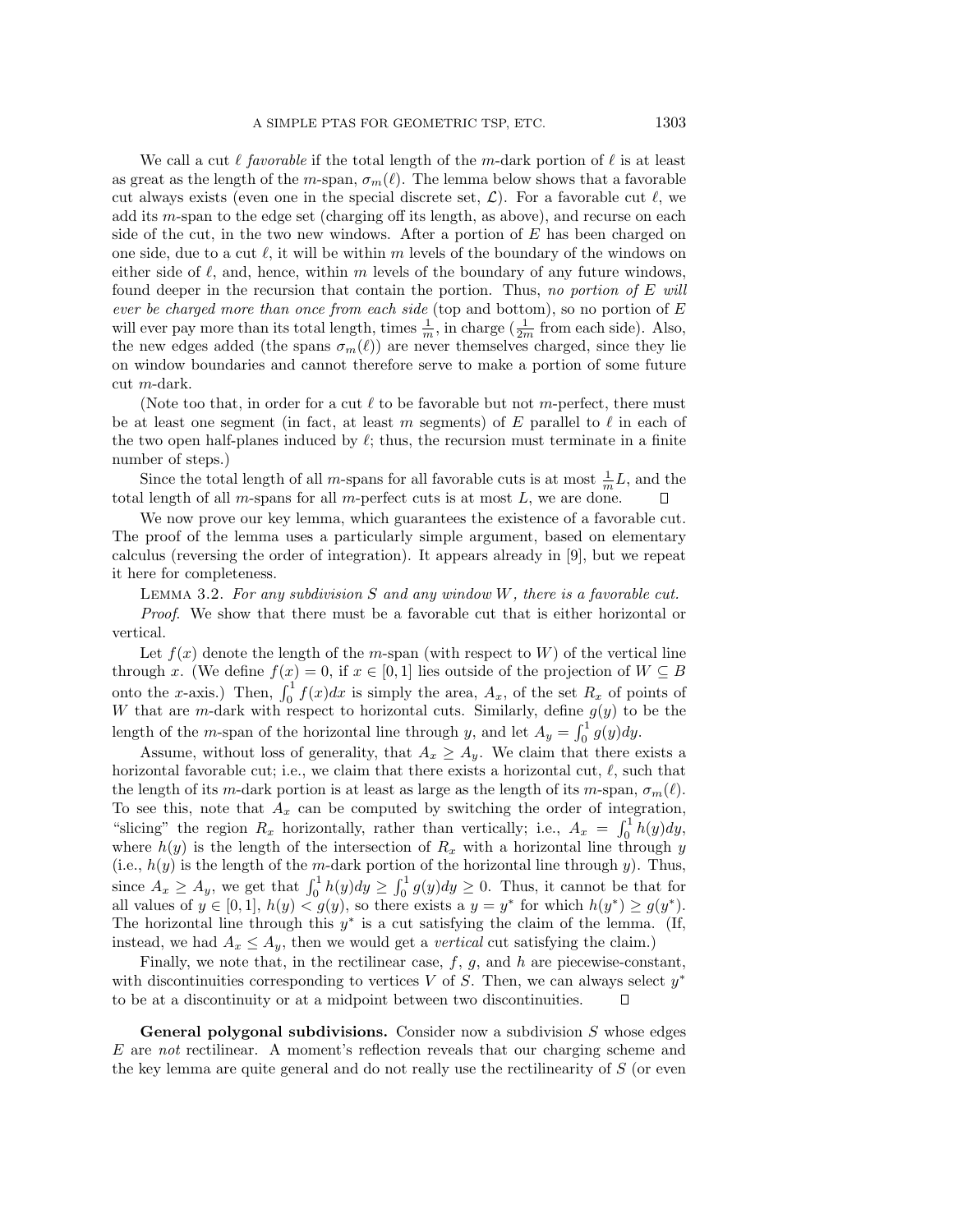We call a cut $\ell$ *favorable* if the total length of the $m$-dark portion of $\ell$ is at least as great as the length of the $m$-span, $\sigma_m(\ell)$. The lemma below shows that a favorable cut always exists (even one in the special discrete set, $\mathcal{L}$). For a favorable cut $\ell$, we add its $m$-span to the edge set (charging off its length, as above), and recurse on each side of the cut, in the two new windows. After a portion of $E$ has been charged on one side, due to a cut $\ell$, it will be within $m$ levels of the boundary of the windows on either side of $\ell$, and, hence, within $m$ levels of the boundary of any future windows, found deeper in the recursion that contain the portion. Thus, *no portion of $E$ will ever be charged more than once from each side* (top and bottom), so no portion of $E$ will ever pay more than its total length, times $\frac{1}{m}$, in charge ($\frac{1}{2m}$ from each side). Also, the new edges added (the spans $\sigma_m(\ell)$) are never themselves charged, since they lie on window boundaries and cannot therefore serve to make a portion of some future cut $m$-dark.

(Note too that, in order for a cut $\ell$ to be favorable but not $m$-perfect, there must be at least one segment (in fact, at least $m$ segments) of $E$ parallel to $\ell$ in each of the two open half-planes induced by $\ell$; thus, the recursion must terminate in a finite number of steps.)

Since the total length of all $m$-spans for all favorable cuts is at most $\frac{1}{m}L$, and the total length of all $m$-spans for all $m$-perfect cuts is at most $L$, we are done. $\square$

We now prove our key lemma, which guarantees the existence of a favorable cut. The proof of the lemma uses a particularly simple argument, based on elementary calculus (reversing the order of integration). It appears already in [9], but we repeat it here for completeness.

LEMMA 3.2. *For any subdivision $S$ and any window $W$, there is a favorable cut.*

*Proof.* We show that there must be a favorable cut that is either horizontal or vertical.

Let $f(x)$ denote the length of the $m$-span (with respect to $W$) of the vertical line through $x$. (We define $f(x) = 0$, if $x \in [0, 1]$ lies outside of the projection of $W \subseteq B$ onto the $x$-axis.) Then, $\int_0^1 f(x)dx$ is simply the area, $A_x$, of the set $R_x$ of points of $W$ that are $m$-dark with respect to horizontal cuts. Similarly, define $g(y)$ to be the length of the $m$-span of the horizontal line through $y$, and let $A_y = \int_0^1 g(y)dy$.

Assume, without loss of generality, that $A_x \geq A_y$. We claim that there exists a horizontal favorable cut; i.e., we claim that there exists a horizontal cut, $\ell$, such that the length of its $m$-dark portion is at least as large as the length of its $m$-span, $\sigma_m(\ell)$. To see this, note that $A_x$ can be computed by switching the order of integration, "slicing" the region $R_x$ horizontally, rather than vertically; i.e., $A_x = \int_0^1 h(y)dy$, where $h(y)$ is the length of the intersection of $R_x$ with a horizontal line through $y$ (i.e., $h(y)$ is the length of the $m$-dark portion of the horizontal line through $y$). Thus, since $A_x \geq A_y$, we get that $\int_0^1 h(y)dy \geq \int_0^1 g(y)dy \geq 0$. Thus, it cannot be that for all values of $y \in [0, 1]$, $h(y) < g(y)$, so there exists a $y = y^*$ for which $h(y^*) \geq g(y^*)$. The horizontal line through this $y^*$ is a cut satisfying the claim of the lemma. (If, instead, we had $A_x \leq A_y$, then we would get a *vertical* cut satisfying the claim.)

Finally, we note that, in the rectilinear case, $f$, $g$, and $h$ are piecewise-constant, with discontinuities corresponding to vertices $V$ of $S$. Then, we can always select $y^*$ to be at a discontinuity or at a midpoint between two discontinuities. $\square$

**General polygonal subdivisions.** Consider now a subdivision $S$ whose edges $E$ are *not* rectilinear. A moment's reflection reveals that our charging scheme and the key lemma are quite general and do not really use the rectilinearity of $S$ (or even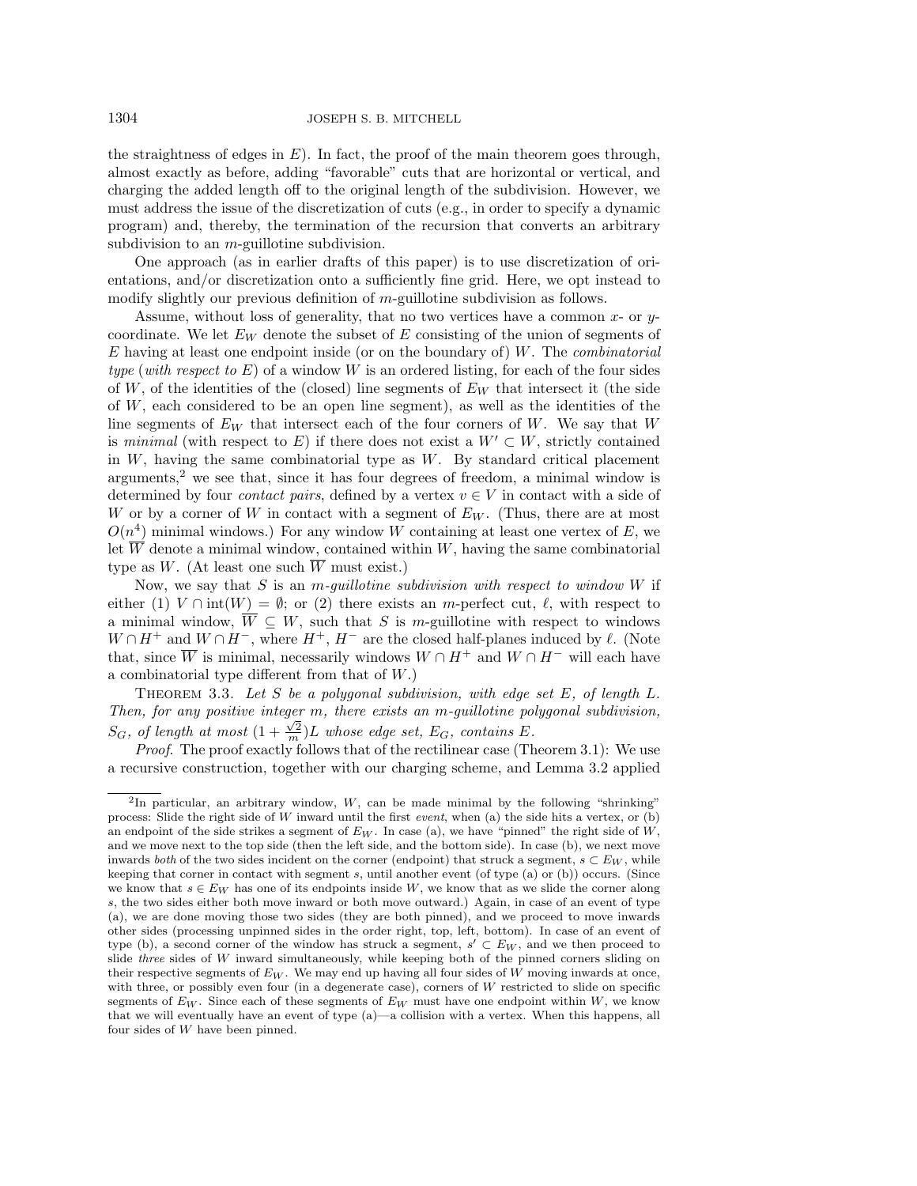the straightness of edges in $E$). In fact, the proof of the main theorem goes through, almost exactly as before, adding "favorable" cuts that are horizontal or vertical, and charging the added length off to the original length of the subdivision. However, we must address the issue of the discretization of cuts (e.g., in order to specify a dynamic program) and, thereby, the termination of the recursion that converts an arbitrary subdivision to an $m$-guillotine subdivision.

One approach (as in earlier drafts of this paper) is to use discretization of orientations, and/or discretization onto a sufficiently fine grid. Here, we opt instead to modify slightly our previous definition of $m$-guillotine subdivision as follows.

Assume, without loss of generality, that no two vertices have a common $x$- or $y$-coordinate. We let $E_W$ denote the subset of $E$ consisting of the union of segments of $E$ having at least one endpoint inside (or on the boundary of) $W$. The *combinatorial type* (*with respect to* $E$) of a window $W$ is an ordered listing, for each of the four sides of $W$, of the identities of the (closed) line segments of $E_W$ that intersect it (the side of $W$, each considered to be an open line segment), as well as the identities of the line segments of $E_W$ that intersect each of the four corners of $W$. We say that $W$ is *minimal* (with respect to $E$) if there does not exist a $W' \subset W$, strictly contained in $W$, having the same combinatorial type as $W$. By standard critical placement arguments,[2] we see that, since it has four degrees of freedom, a minimal window is determined by four *contact pairs*, defined by a vertex $v \in V$ in contact with a side of $W$ or by a corner of $W$ in contact with a segment of $E_W$. (Thus, there are at most $O(n^4)$ minimal windows.) For any window $W$ containing at least one vertex of $E$, we let $\overline{W}$ denote a minimal window, contained within $W$, having the same combinatorial type as $W$. (At least one such $\overline{W}$ must exist.)

Now, we say that $S$ is an *$m$-guillotine subdivision with respect to window* $W$ if either (1) $V \cap \text{int}(W) = \emptyset$; or (2) there exists an $m$-perfect cut, $\ell$, with respect to a minimal window, $\overline{W} \subseteq W$, such that $S$ is $m$-guillotine with respect to windows $W \cap H^+$ and $W \cap H^-$, where $H^+$, $H^-$ are the closed half-planes induced by $\ell$. (Note that, since $\overline{W}$ is minimal, necessarily windows $W \cap H^+$ and $W \cap H^-$ will each have a combinatorial type different from that of $W$.)

THEOREM 3.3. *Let $S$ be a polygonal subdivision, with edge set $E$, of length $L$. Then, for any positive integer $m$, there exists an $m$-guillotine polygonal subdivision, $S_G$, of length at most $(1 + \frac{\sqrt{2}}{m})L$ whose edge set, $E_G$, contains $E$.*

*Proof*. The proof exactly follows that of the rectilinear case (Theorem 3.1): We use a recursive construction, together with our charging scheme, and Lemma 3.2 applied

---

[2] In particular, an arbitrary window, $W$, can be made minimal by the following "shrinking" process: Slide the right side of $W$ inward until the first *event*, when (a) the side hits a vertex, or (b) an endpoint of the side strikes a segment of $E_W$. In case (a), we have "pinned" the right side of $W$, and we move next to the top side (then the left side, and the bottom side). In case (b), we next move inwards *both* of the two sides incident on the corner (endpoint) that struck a segment, $s \subset E_W$, while keeping that corner in contact with segment $s$, until another event (of type (a) or (b)) occurs. (Since we know that $s \in E_W$ has one of its endpoints inside $W$, we know that as we slide the corner along $s$, the two sides either both move inward or both move outward.) Again, in case of an event of type (a), we are done moving those two sides (they are both pinned), and we proceed to move inwards other sides (processing unpinned sides in the order right, top, left, bottom). In case of an event of type (b), a second corner of the window has struck a segment, $s' \subset E_W$, and we then proceed to slide *three* sides of $W$ inward simultaneously, while keeping both of the pinned corners sliding on their respective segments of $E_W$. We may end up having all four sides of $W$ moving inwards at once, with three, or possibly even four (in a degenerate case), corners of $W$ restricted to slide on specific segments of $E_W$. Since each of these segments of $E_W$ must have one endpoint within $W$, we know that we will eventually have an event of type (a)—a collision with a vertex. When this happens, all four sides of $W$ have been pinned.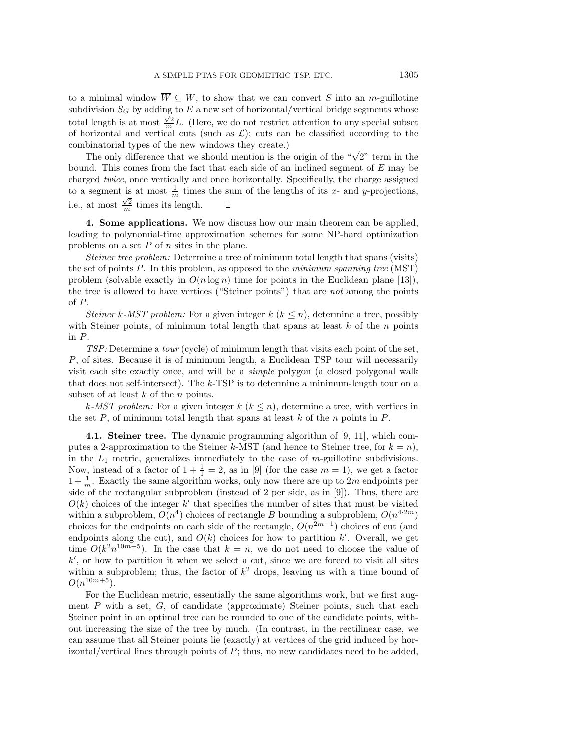to a minimal window $\overline{W} \subseteq W$, to show that we can convert $S$ into an $m$-guillotine subdivision $S_G$ by adding to $E$ a new set of horizontal/vertical bridge segments whose total length is at most $\frac{\sqrt{2}}{m}L$. (Here, we do not restrict attention to any special subset of horizontal and vertical cuts (such as $\mathcal{L}$); cuts can be classified according to the combinatorial types of the new windows they create.)

The only difference that we should mention is the origin of the "$\sqrt{2}$" term in the bound. This comes from the fact that each side of an inclined segment of $E$ may be charged *twice*, once vertically and once horizontally. Specifically, the charge assigned to a segment is at most $\frac{1}{m}$ times the sum of the lengths of its $x$- and $y$-projections, i.e., at most $\frac{\sqrt{2}}{m}$ times its length. $\square$

**4. Some applications.** We now discuss how our main theorem can be applied, leading to polynomial-time approximation schemes for some NP-hard optimization problems on a set $P$ of $n$ sites in the plane.

*Steiner tree problem:* Determine a tree of minimum total length that spans (visits) the set of points $P$. In this problem, as opposed to the *minimum spanning tree* (MST) problem (solvable exactly in $O(n \log n)$ time for points in the Euclidean plane [13]), the tree is allowed to have vertices ("Steiner points") that are *not* among the points of $P$.

*Steiner k-MST problem:* For a given integer $k$ ($k \leq n$), determine a tree, possibly with Steiner points, of minimum total length that spans at least $k$ of the $n$ points in $P$.

*TSP:* Determine a *tour* (cycle) of minimum length that visits each point of the set, $P$, of sites. Because it is of minimum length, a Euclidean TSP tour will necessarily visit each site exactly once, and will be a *simple* polygon (a closed polygonal walk that does not self-intersect). The $k$-TSP is to determine a minimum-length tour on a subset of at least $k$ of the $n$ points.

*k-MST problem:* For a given integer $k$ ($k \leq n$), determine a tree, with vertices in the set $P$, of minimum total length that spans at least $k$ of the $n$ points in $P$.

**4.1. Steiner tree.** The dynamic programming algorithm of [9, 11], which computes a 2-approximation to the Steiner $k$-MST (and hence to Steiner tree, for $k = n$), in the $L_1$ metric, generalizes immediately to the case of $m$-guillotine subdivisions. Now, instead of a factor of $1 + \frac{1}{1} = 2$, as in [9] (for the case $m = 1$), we get a factor $1 + \frac{1}{m}$. Exactly the same algorithm works, only now there are up to $2m$ endpoints per side of the rectangular subproblem (instead of 2 per side, as in [9]). Thus, there are $O(k)$ choices of the integer $k'$ that specifies the number of sites that must be visited within a subproblem, $O(n^4)$ choices of rectangle $B$ bounding a subproblem, $O(n^{4 \cdot 2m})$ choices for the endpoints on each side of the rectangle, $O(n^{2m+1})$ choices of cut (and endpoints along the cut), and $O(k)$ choices for how to partition $k'$. Overall, we get time $O(k^2 n^{10m+5})$. In the case that $k = n$, we do not need to choose the value of $k'$, or how to partition it when we select a cut, since we are forced to visit all sites within a subproblem; thus, the factor of $k^2$ drops, leaving us with a time bound of $O(n^{10m+5})$.

For the Euclidean metric, essentially the same algorithms work, but we first augment $P$ with a set, $G$, of candidate (approximate) Steiner points, such that each Steiner point in an optimal tree can be rounded to one of the candidate points, without increasing the size of the tree by much. (In contrast, in the rectilinear case, we can assume that all Steiner points lie (exactly) at vertices of the grid induced by horizontal/vertical lines through points of $P$; thus, no new candidates need to be added,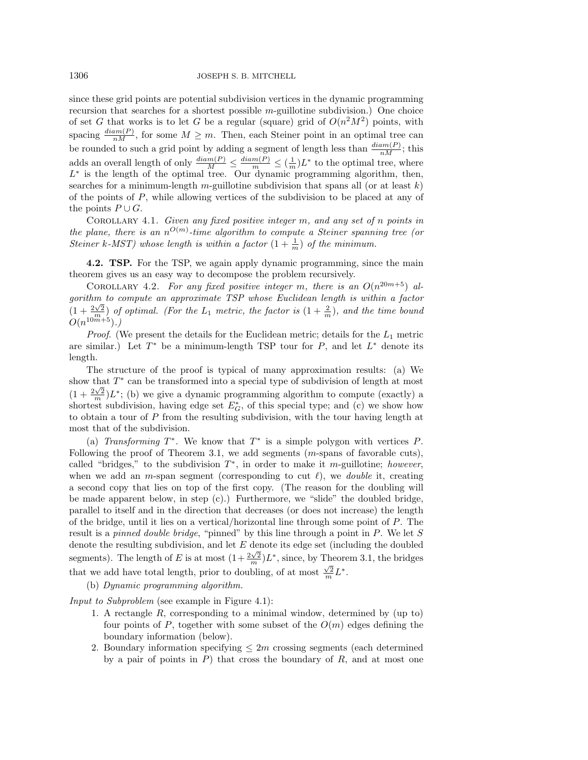since these grid points are potential subdivision vertices in the dynamic programming recursion that searches for a shortest possible $m$-guillotine subdivision.) One choice of set $G$ that works is to let $G$ be a regular (square) grid of $O(n^2M^2)$ points, with spacing $\frac{diam(P)}{nM}$, for some $M \geq m$. Then, each Steiner point in an optimal tree can be rounded to such a grid point by adding a segment of length less than $\frac{diam(P)}{nM}$; this adds an overall length of only $\frac{diam(P)}{M} \leq \frac{diam(P)}{m} \leq (\frac{1}{m})L^*$ to the optimal tree, where $L^*$ is the length of the optimal tree. Our dynamic programming algorithm, then, searches for a minimum-length $m$-guillotine subdivision that spans all (or at least $k$) of the points of $P$, while allowing vertices of the subdivision to be placed at any of the points $P \cup G$.

COROLLARY 4.1. *Given any fixed positive integer $m$, and any set of $n$ points in the plane, there is an $n^{O(m)}$-time algorithm to compute a Steiner spanning tree (or Steiner $k$-MST) whose length is within a factor $(1 + \frac{1}{m})$ of the minimum.*

**4.2. TSP.** For the TSP, we again apply dynamic programming, since the main theorem gives us an easy way to decompose the problem recursively.

COROLLARY 4.2. *For any fixed positive integer $m$, there is an $O(n^{20m+5})$ algorithm to compute an approximate TSP whose Euclidean length is within a factor $(1 + \frac{2\sqrt{2}}{m})$ of optimal. (For the $L_1$ metric, the factor is $(1 + \frac{2}{m})$, and the time bound $O(n^{10m+5})$.)*

*Proof*. (We present the details for the Euclidean metric; details for the $L_1$ metric are similar.) Let $T^*$ be a minimum-length TSP tour for $P$, and let $L^*$ denote its length.

The structure of the proof is typical of many approximation results: (a) We show that $T^*$ can be transformed into a special type of subdivision of length at most $(1 + \frac{2\sqrt{2}}{m})L^*$; (b) we give a dynamic programming algorithm to compute (exactly) a shortest subdivision, having edge set $E_G^*$, of this special type; and (c) we show how to obtain a tour of $P$ from the resulting subdivision, with the tour having length at most that of the subdivision.

(a) *Transforming $T^*$.* We know that $T^*$ is a simple polygon with vertices $P$. Following the proof of Theorem 3.1, we add segments ($m$-spans of favorable cuts), called "bridges," to the subdivision $T^*$, in order to make it $m$-guillotine; *however*, when we add an $m$-span segment (corresponding to cut $\ell$), we *double* it, creating a second copy that lies on top of the first copy. (The reason for the doubling will be made apparent below, in step (c).) Furthermore, we "slide" the doubled bridge, parallel to itself and in the direction that decreases (or does not increase) the length of the bridge, until it lies on a vertical/horizontal line through some point of $P$. The result is a *pinned double bridge*, "pinned" by this line through a point in $P$. We let $S$ denote the resulting subdivision, and let $E$ denote its edge set (including the doubled segments). The length of $E$ is at most $(1+\frac{2\sqrt{2}}{m})L^*$, since, by Theorem 3.1, the bridges that we add have total length, prior to doubling, of at most $\frac{\sqrt{2}}{m}L^*$.

(b) *Dynamic programming algorithm.*

*Input to Subproblem* (see example in Figure 4.1):

1. A rectangle $R$, corresponding to a minimal window, determined by (up to) four points of $P$, together with some subset of the $O(m)$ edges defining the boundary information (below).
2. Boundary information specifying $\leq 2m$ crossing segments (each determined by a pair of points in $P$) that cross the boundary of $R$, and at most one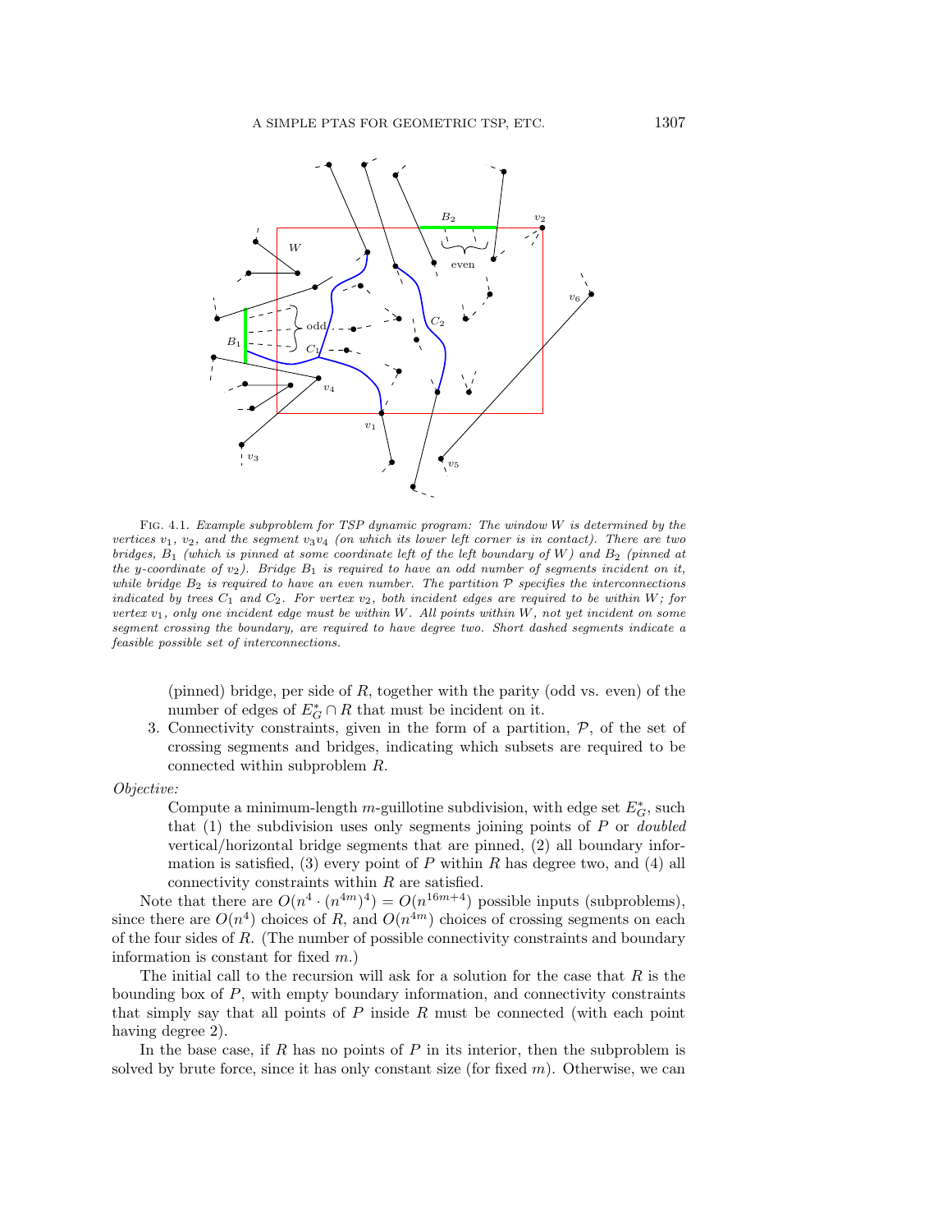Fig. 4.1. *Example subproblem for TSP dynamic program: The window $W$ is determined by the vertices $v_1$, $v_2$, and the segment $v_3v_4$ (on which its lower left corner is in contact). There are two bridges, $B_1$ (which is pinned at some coordinate left of the left boundary of $W$) and $B_2$ (pinned at the y-coordinate of $v_2$). Bridge $B_1$ is required to have an odd number of segments incident on it, while bridge $B_2$ is required to have an even number. The partition $\mathcal{P}$ specifies the interconnections indicated by trees $C_1$ and $C_2$. For vertex $v_2$, both incident edges are required to be within $W$; for vertex $v_1$, only one incident edge must be within $W$. All points within $W$, not yet incident on some segment crossing the boundary, are required to have degree two. Short dashed segments indicate a feasible possible set of interconnections.*

(pinned) bridge, per side of $R$, together with the parity (odd vs. even) of the number of edges of $E_G^* \cap R$ that must be incident on it.

3. Connectivity constraints, given in the form of a partition, $\mathcal{P}$, of the set of crossing segments and bridges, indicating which subsets are required to be connected within subproblem $R$.

*Objective:*

Compute a minimum-length $m$-guillotine subdivision, with edge set $E_G^*$, such that (1) the subdivision uses only segments joining points of $P$ or *doubled* vertical/horizontal bridge segments that are pinned, (2) all boundary information is satisfied, (3) every point of $P$ within $R$ has degree two, and (4) all connectivity constraints within $R$ are satisfied.

Note that there are $O(n^4 \cdot (n^{4m})^4) = O(n^{16m+4})$ possible inputs (subproblems), since there are $O(n^4)$ choices of $R$, and $O(n^{4m})$ choices of crossing segments on each of the four sides of $R$. (The number of possible connectivity constraints and boundary information is constant for fixed $m$.)

The initial call to the recursion will ask for a solution for the case that $R$ is the bounding box of $P$, with empty boundary information, and connectivity constraints that simply say that all points of $P$ inside $R$ must be connected (with each point having degree 2).

In the base case, if $R$ has no points of $P$ in its interior, then the subproblem is solved by brute force, since it has only constant size (for fixed $m$). Otherwise, we can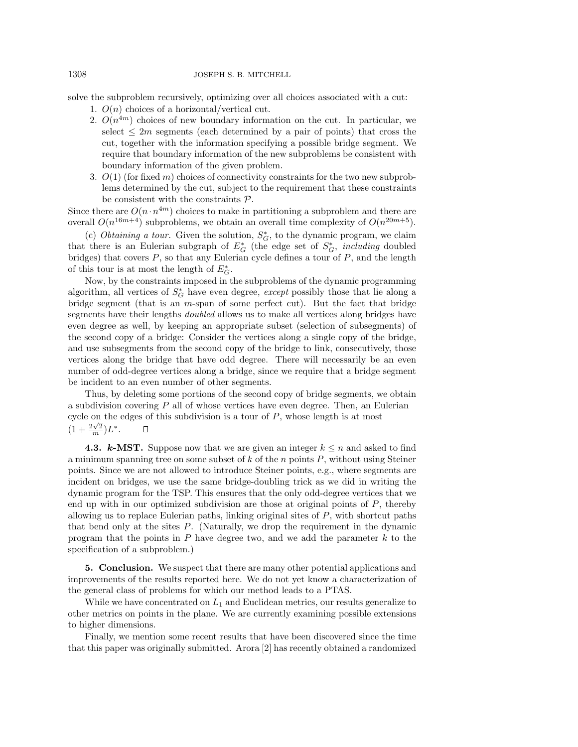solve the subproblem recursively, optimizing over all choices associated with a cut:

1. $O(n)$ choices of a horizontal/vertical cut.
2. $O(n^{4m})$ choices of new boundary information on the cut. In particular, we select $\leq 2m$ segments (each determined by a pair of points) that cross the cut, together with the information specifying a possible bridge segment. We require that boundary information of the new subproblems be consistent with boundary information of the given problem.
3. $O(1)$ (for fixed $m$) choices of connectivity constraints for the two new subproblems determined by the cut, subject to the requirement that these constraints be consistent with the constraints $\mathcal{P}$.

Since there are $O(n \cdot n^{4m})$ choices to make in partitioning a subproblem and there are overall $O(n^{16m+4})$ subproblems, we obtain an overall time complexity of $O(n^{20m+5})$.

(c) *Obtaining a tour.* Given the solution, $S_G^*$, to the dynamic program, we claim that there is an Eulerian subgraph of $E_G^*$ (the edge set of $S_G^*$, *including* doubled bridges) that covers $P$, so that any Eulerian cycle defines a tour of $P$, and the length of this tour is at most the length of $E_G^*$.

Now, by the constraints imposed in the subproblems of the dynamic programming algorithm, all vertices of $S_G^*$ have even degree, *except* possibly those that lie along a bridge segment (that is an $m$-span of some perfect cut). But the fact that bridge segments have their lengths *doubled* allows us to make all vertices along bridges have even degree as well, by keeping an appropriate subset (selection of subsegments) of the second copy of a bridge: Consider the vertices along a single copy of the bridge, and use subsegments from the second copy of the bridge to link, consecutively, those vertices along the bridge that have odd degree. There will necessarily be an even number of odd-degree vertices along a bridge, since we require that a bridge segment be incident to an even number of other segments.

Thus, by deleting some portions of the second copy of bridge segments, we obtain a subdivision covering $P$ all of whose vertices have even degree. Then, an Eulerian cycle on the edges of this subdivision is a tour of $P$, whose length is at most $(1 + \frac{2\sqrt{2}}{m})L^*$. $\square$

**4.3. *k*-MST.** Suppose now that we are given an integer $k \leq n$ and asked to find a minimum spanning tree on some subset of $k$ of the $n$ points $P$, without using Steiner points. Since we are not allowed to introduce Steiner points, e.g., where segments are incident on bridges, we use the same bridge-doubling trick as we did in writing the dynamic program for the TSP. This ensures that the only odd-degree vertices that we end up with in our optimized subdivision are those at original points of $P$, thereby allowing us to replace Eulerian paths, linking original sites of $P$, with shortcut paths that bend only at the sites $P$. (Naturally, we drop the requirement in the dynamic program that the points in $P$ have degree two, and we add the parameter $k$ to the specification of a subproblem.)

**5. Conclusion.** We suspect that there are many other potential applications and improvements of the results reported here. We do not yet know a characterization of the general class of problems for which our method leads to a PTAS.

While we have concentrated on $L_1$ and Euclidean metrics, our results generalize to other metrics on points in the plane. We are currently examining possible extensions to higher dimensions.

Finally, we mention some recent results that have been discovered since the time that this paper was originally submitted. Arora [2] has recently obtained a randomized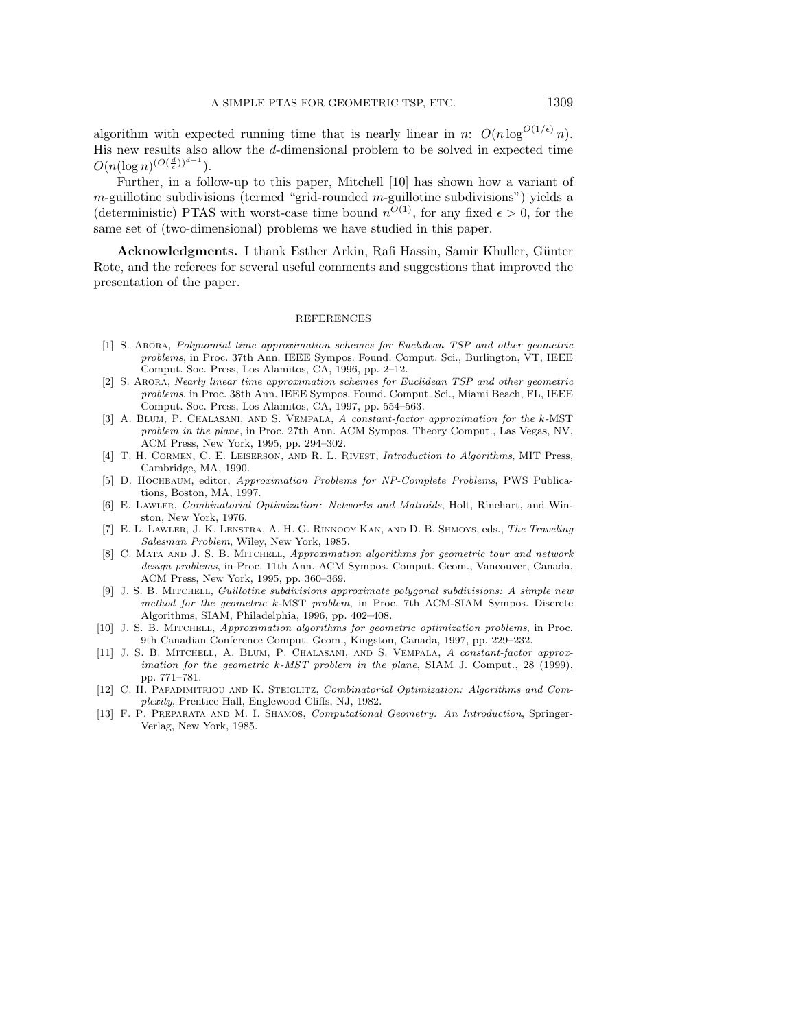algorithm with expected running time that is nearly linear in $n$: $O(n \log^{O(1/\epsilon)} n)$. His new results also allow the $d$-dimensional problem to be solved in expected time $O(n(\log n)^{(O(\frac{d}{\epsilon}))^{d-1}})$.

Further, in a follow-up to this paper, Mitchell [10] has shown how a variant of $m$-guillotine subdivisions (termed "grid-rounded $m$-guillotine subdivisions") yields a (deterministic) PTAS with worst-case time bound $n^{O(1)}$, for any fixed $\epsilon > 0$, for the same set of (two-dimensional) problems we have studied in this paper.

**Acknowledgments.** I thank Esther Arkin, Rafi Hassin, Samir Khuller, Günter Rote, and the referees for several useful comments and suggestions that improved the presentation of the paper.

## REFERENCES

[1] S. Arora, *Polynomial time approximation schemes for Euclidean TSP and other geometric problems*, in Proc. 37th Ann. IEEE Sympos. Found. Comput. Sci., Burlington, VT, IEEE Comput. Soc. Press, Los Alamitos, CA, 1996, pp. 2–12.

[2] S. Arora, *Nearly linear time approximation schemes for Euclidean TSP and other geometric problems*, in Proc. 38th Ann. IEEE Sympos. Found. Comput. Sci., Miami Beach, FL, IEEE Comput. Soc. Press, Los Alamitos, CA, 1997, pp. 554–563.

[3] A. Blum, P. Chalasani, and S. Vempala, *A constant-factor approximation for the k-MST problem in the plane*, in Proc. 27th Ann. ACM Sympos. Theory Comput., Las Vegas, NV, ACM Press, New York, 1995, pp. 294–302.

[4] T. H. Cormen, C. E. Leiserson, and R. L. Rivest, *Introduction to Algorithms*, MIT Press, Cambridge, MA, 1990.

[5] D. Hochbaum, editor, *Approximation Problems for NP-Complete Problems*, PWS Publications, Boston, MA, 1997.

[6] E. Lawler, *Combinatorial Optimization: Networks and Matroids*, Holt, Rinehart, and Winston, New York, 1976.

[7] E. L. Lawler, J. K. Lenstra, A. H. G. Rinnooy Kan, and D. B. Shmoys, eds., *The Traveling Salesman Problem*, Wiley, New York, 1985.

[8] C. Mata and J. S. B. Mitchell, *Approximation algorithms for geometric tour and network design problems*, in Proc. 11th Ann. ACM Sympos. Comput. Geom., Vancouver, Canada, ACM Press, New York, 1995, pp. 360–369.

[9] J. S. B. Mitchell, *Guillotine subdivisions approximate polygonal subdivisions: A simple new method for the geometric k-MST problem*, in Proc. 7th ACM-SIAM Sympos. Discrete Algorithms, SIAM, Philadelphia, 1996, pp. 402–408.

[10] J. S. B. Mitchell, *Approximation algorithms for geometric optimization problems*, in Proc. 9th Canadian Conference Comput. Geom., Kingston, Canada, 1997, pp. 229–232.

[11] J. S. B. Mitchell, A. Blum, P. Chalasani, and S. Vempala, *A constant-factor approximation for the geometric k-MST problem in the plane*, SIAM J. Comput., 28 (1999), pp. 771–781.

[12] C. H. Papadimitriou and K. Steiglitz, *Combinatorial Optimization: Algorithms and Complexity*, Prentice Hall, Englewood Cliffs, NJ, 1982.

[13] F. P. Preparata and M. I. Shamos, *Computational Geometry: An Introduction*, Springer-Verlag, New York, 1985.